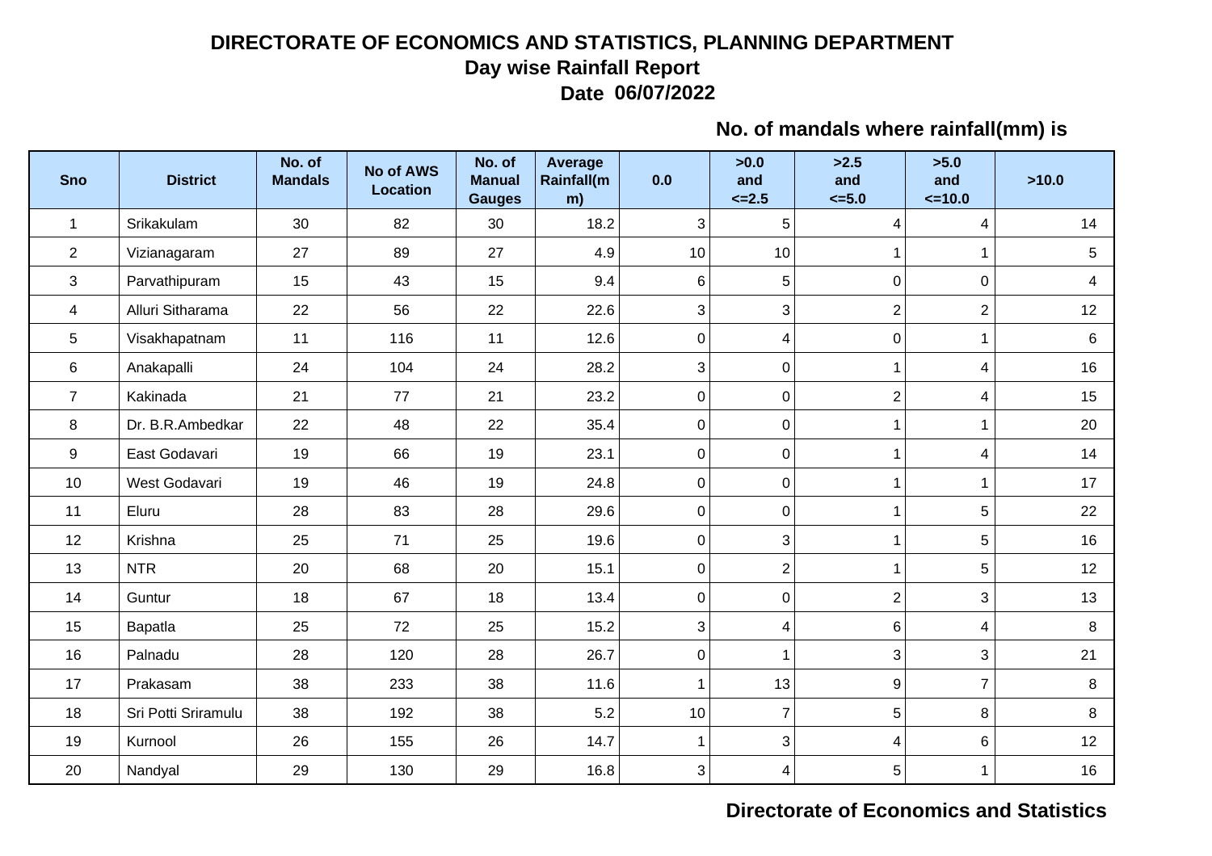# DIRECTORATE OF ECONOMICS AND STATISTICS, PLANNING DEPARTMENT

## Day wise Rainfall Report

### Date 06/07/2022

**No. of mandals where rainfall(mm) is**

| Sno | District | No. of Mandals | No of AWS Location | No. of Manual Gauges | Average Rainfall(mm) | 0.0 | >0.0 and <=2.5 | >2.5 and <=5.0 | >5.0 and <=10.0 | >10.0 |
|---|---|---|---|---|---|---|---|---|---|---|
| 1 | Srikakulam | 30 | 82 | 30 | 18.2 | 3 | 5 | 4 | 4 | 14 |
| 2 | Vizianagaram | 27 | 89 | 27 | 4.9 | 10 | 10 | 1 | 1 | 5 |
| 3 | Parvathipuram | 15 | 43 | 15 | 9.4 | 6 | 5 | 0 | 0 | 4 |
| 4 | Alluri Sitharama | 22 | 56 | 22 | 22.6 | 3 | 3 | 2 | 2 | 12 |
| 5 | Visakhapatnam | 11 | 116 | 11 | 12.6 | 0 | 4 | 0 | 1 | 6 |
| 6 | Anakapalli | 24 | 104 | 24 | 28.2 | 3 | 0 | 1 | 4 | 16 |
| 7 | Kakinada | 21 | 77 | 21 | 23.2 | 0 | 0 | 2 | 4 | 15 |
| 8 | Dr. B.R.Ambedkar | 22 | 48 | 22 | 35.4 | 0 | 0 | 1 | 1 | 20 |
| 9 | East Godavari | 19 | 66 | 19 | 23.1 | 0 | 0 | 1 | 4 | 14 |
| 10 | West Godavari | 19 | 46 | 19 | 24.8 | 0 | 0 | 1 | 1 | 17 |
| 11 | Eluru | 28 | 83 | 28 | 29.6 | 0 | 0 | 1 | 5 | 22 |
| 12 | Krishna | 25 | 71 | 25 | 19.6 | 0 | 3 | 1 | 5 | 16 |
| 13 | NTR | 20 | 68 | 20 | 15.1 | 0 | 2 | 1 | 5 | 12 |
| 14 | Guntur | 18 | 67 | 18 | 13.4 | 0 | 0 | 2 | 3 | 13 |
| 15 | Bapatla | 25 | 72 | 25 | 15.2 | 3 | 4 | 6 | 4 | 8 |
| 16 | Palnadu | 28 | 120 | 28 | 26.7 | 0 | 1 | 3 | 3 | 21 |
| 17 | Prakasam | 38 | 233 | 38 | 11.6 | 1 | 13 | 9 | 7 | 8 |
| 18 | Sri Potti Sriramulu | 38 | 192 | 38 | 5.2 | 10 | 7 | 5 | 8 | 8 |
| 19 | Kurnool | 26 | 155 | 26 | 14.7 | 1 | 3 | 4 | 6 | 12 |
| 20 | Nandyal | 29 | 130 | 29 | 16.8 | 3 | 4 | 5 | 1 | 16 |

**Directorate of Economics and Statistics**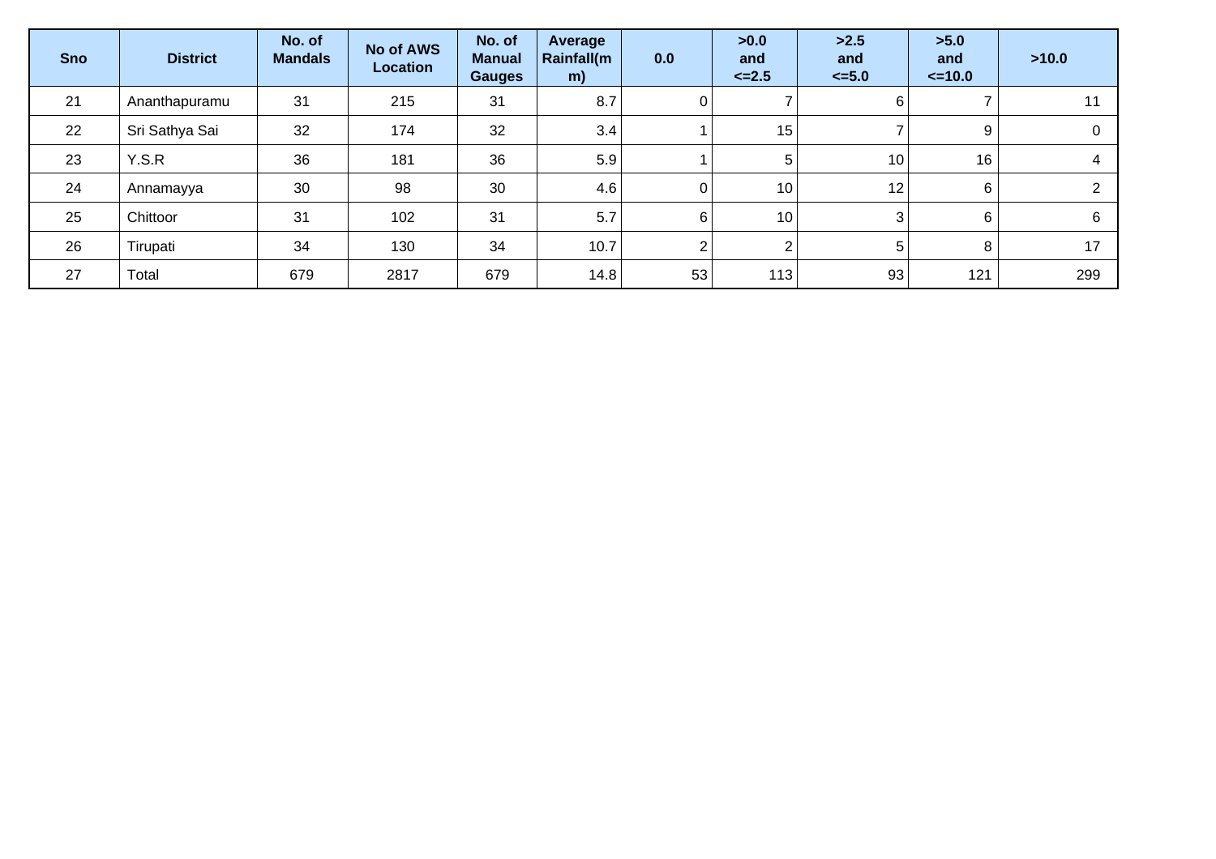| Sno | District | No. of Mandals | No of AWS Location | No. of Manual Gauges | Average Rainfall(mm) | 0.0 | >0.0 and <=2.5 | >2.5 and <=5.0 | >5.0 and <=10.0 | >10.0 |
|---|---|---|---|---|---|---|---|---|---|---|
| 21 | Ananthapuramu | 31 | 215 | 31 | 8.7 | 0 | 7 | 6 | 7 | 11 |
| 22 | Sri Sathya Sai | 32 | 174 | 32 | 3.4 | 1 | 15 | 7 | 9 | 0 |
| 23 | Y.S.R | 36 | 181 | 36 | 5.9 | 1 | 5 | 10 | 16 | 4 |
| 24 | Annamayya | 30 | 98 | 30 | 4.6 | 0 | 10 | 12 | 6 | 2 |
| 25 | Chittoor | 31 | 102 | 31 | 5.7 | 6 | 10 | 3 | 6 | 6 |
| 26 | Tirupati | 34 | 130 | 34 | 10.7 | 2 | 2 | 5 | 8 | 17 |
| 27 | Total | 679 | 2817 | 679 | 14.8 | 53 | 113 | 93 | 121 | 299 |